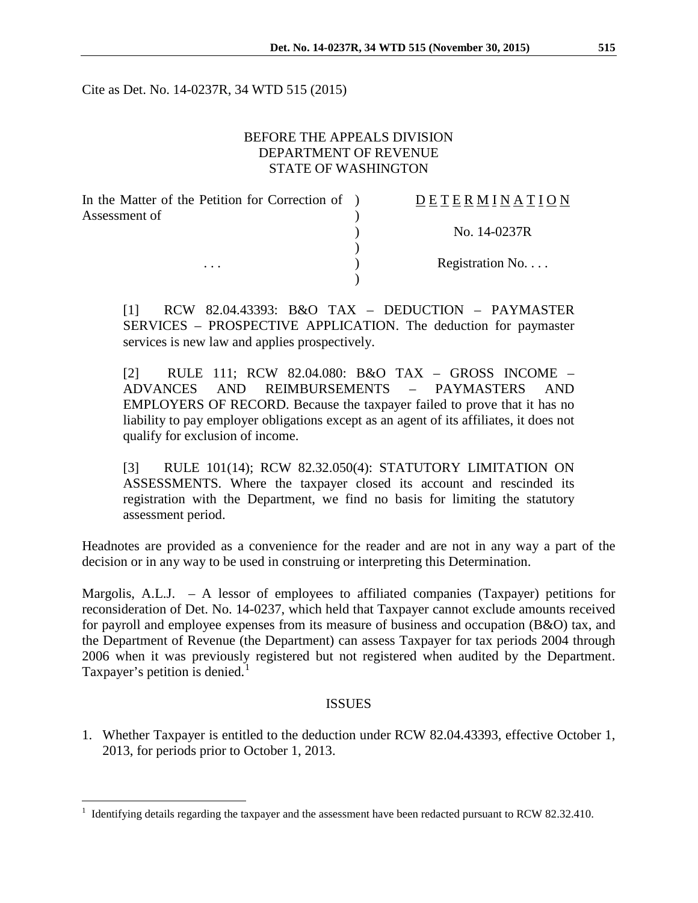Cite as Det. No. 14-0237R, 34 WTD 515 (2015)

BEFORE THE APPEALS DIVISION
DEPARTMENT OF REVENUE
STATE OF WASHINGTON

| In the Matter of the Petition for Correction of Assessment of | ) | DETERMINATION |
|---|---|---|
| | ) | No. 14-0237R |
| . . . | ) | Registration No. . . . |

[1] RCW 82.04.43393: B&O TAX – DEDUCTION – PAYMASTER SERVICES – PROSPECTIVE APPLICATION. The deduction for paymaster services is new law and applies prospectively.

[2] RULE 111; RCW 82.04.080: B&O TAX – GROSS INCOME – ADVANCES AND REIMBURSEMENTS – PAYMASTERS AND EMPLOYERS OF RECORD. Because the taxpayer failed to prove that it has no liability to pay employer obligations except as an agent of its affiliates, it does not qualify for exclusion of income.

[3] RULE 101(14); RCW 82.32.050(4): STATUTORY LIMITATION ON ASSESSMENTS. Where the taxpayer closed its account and rescinded its registration with the Department, we find no basis for limiting the statutory assessment period.

Headnotes are provided as a convenience for the reader and are not in any way a part of the decision or in any way to be used in construing or interpreting this Determination.

Margolis, A.L.J. – A lessor of employees to affiliated companies (Taxpayer) petitions for reconsideration of Det. No. 14-0237, which held that Taxpayer cannot exclude amounts received for payroll and employee expenses from its measure of business and occupation (B&O) tax, and the Department of Revenue (the Department) can assess Taxpayer for tax periods 2004 through 2006 when it was previously registered but not registered when audited by the Department. Taxpayer's petition is denied.[1]

## ISSUES

1. Whether Taxpayer is entitled to the deduction under RCW 82.04.43393, effective October 1, 2013, for periods prior to October 1, 2013.

[1] Identifying details regarding the taxpayer and the assessment have been redacted pursuant to RCW 82.32.410.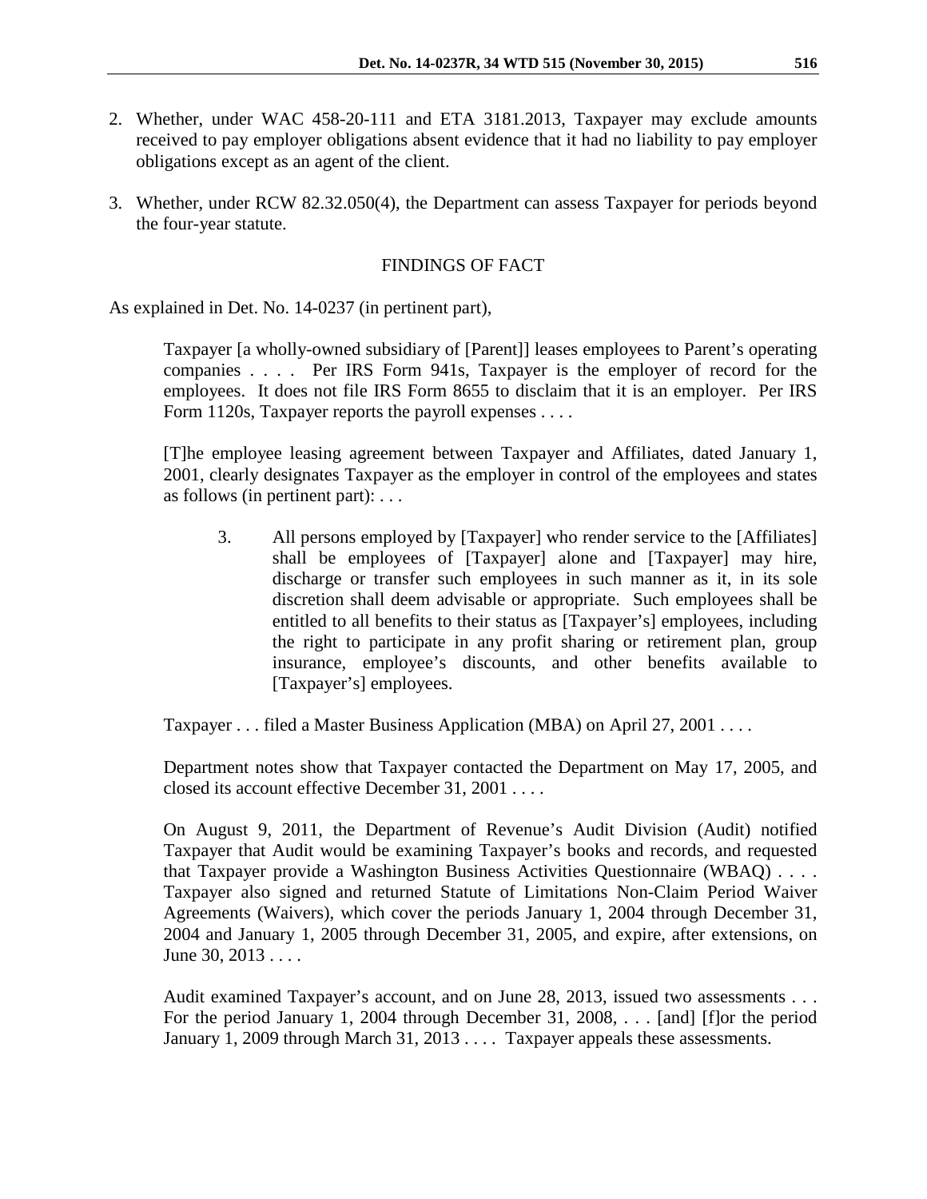2. Whether, under WAC 458-20-111 and ETA 3181.2013, Taxpayer may exclude amounts received to pay employer obligations absent evidence that it had no liability to pay employer obligations except as an agent of the client.

3. Whether, under RCW 82.32.050(4), the Department can assess Taxpayer for periods beyond the four-year statute.

## FINDINGS OF FACT

As explained in Det. No. 14-0237 (in pertinent part),

> Taxpayer [a wholly-owned subsidiary of [Parent]] leases employees to Parent's operating companies . . . . Per IRS Form 941s, Taxpayer is the employer of record for the employees. It does not file IRS Form 8655 to disclaim that it is an employer. Per IRS Form 1120s, Taxpayer reports the payroll expenses . . . .
>
> [T]he employee leasing agreement between Taxpayer and Affiliates, dated January 1, 2001, clearly designates Taxpayer as the employer in control of the employees and states as follows (in pertinent part): . . .
>
> > 3. All persons employed by [Taxpayer] who render service to the [Affiliates] shall be employees of [Taxpayer] alone and [Taxpayer] may hire, discharge or transfer such employees in such manner as it, in its sole discretion shall deem advisable or appropriate. Such employees shall be entitled to all benefits to their status as [Taxpayer's] employees, including the right to participate in any profit sharing or retirement plan, group insurance, employee's discounts, and other benefits available to [Taxpayer's] employees.
>
> Taxpayer . . . filed a Master Business Application (MBA) on April 27, 2001 . . . .
>
> Department notes show that Taxpayer contacted the Department on May 17, 2005, and closed its account effective December 31, 2001 . . . .
>
> On August 9, 2011, the Department of Revenue's Audit Division (Audit) notified Taxpayer that Audit would be examining Taxpayer's books and records, and requested that Taxpayer provide a Washington Business Activities Questionnaire (WBAQ) . . . . Taxpayer also signed and returned Statute of Limitations Non-Claim Period Waiver Agreements (Waivers), which cover the periods January 1, 2004 through December 31, 2004 and January 1, 2005 through December 31, 2005, and expire, after extensions, on June 30, 2013 . . . .
>
> Audit examined Taxpayer's account, and on June 28, 2013, issued two assessments . . . For the period January 1, 2004 through December 31, 2008, . . . [and] [f]or the period January 1, 2009 through March 31, 2013 . . . . Taxpayer appeals these assessments.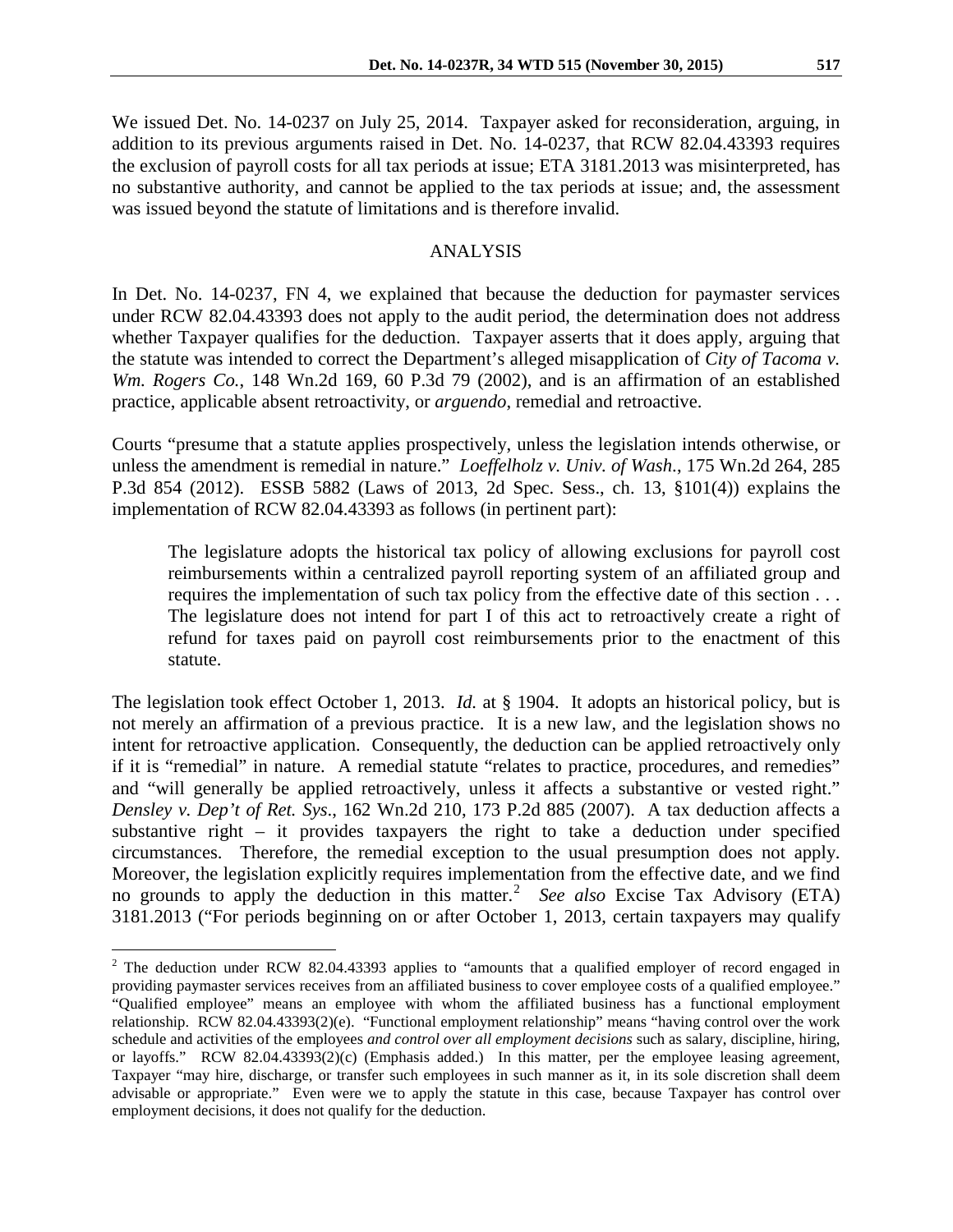We issued Det. No. 14-0237 on July 25, 2014. Taxpayer asked for reconsideration, arguing, in addition to its previous arguments raised in Det. No. 14-0237, that RCW 82.04.43393 requires the exclusion of payroll costs for all tax periods at issue; ETA 3181.2013 was misinterpreted, has no substantive authority, and cannot be applied to the tax periods at issue; and, the assessment was issued beyond the statute of limitations and is therefore invalid.

## ANALYSIS

In Det. No. 14-0237, FN 4, we explained that because the deduction for paymaster services under RCW 82.04.43393 does not apply to the audit period, the determination does not address whether Taxpayer qualifies for the deduction. Taxpayer asserts that it does apply, arguing that the statute was intended to correct the Department's alleged misapplication of *City of Tacoma v. Wm. Rogers Co.*, 148 Wn.2d 169, 60 P.3d 79 (2002), and is an affirmation of an established practice, applicable absent retroactivity, or *arguendo*, remedial and retroactive.

Courts "presume that a statute applies prospectively, unless the legislation intends otherwise, or unless the amendment is remedial in nature." *Loeffelholz v. Univ. of Wash.*, 175 Wn.2d 264, 285 P.3d 854 (2012). ESSB 5882 (Laws of 2013, 2d Spec. Sess., ch. 13, §101(4)) explains the implementation of RCW 82.04.43393 as follows (in pertinent part):

> The legislature adopts the historical tax policy of allowing exclusions for payroll cost reimbursements within a centralized payroll reporting system of an affiliated group and requires the implementation of such tax policy from the effective date of this section . . . The legislature does not intend for part I of this act to retroactively create a right of refund for taxes paid on payroll cost reimbursements prior to the enactment of this statute.

The legislation took effect October 1, 2013. *Id.* at § 1904. It adopts an historical policy, but is not merely an affirmation of a previous practice. It is a new law, and the legislation shows no intent for retroactive application. Consequently, the deduction can be applied retroactively only if it is "remedial" in nature. A remedial statute "relates to practice, procedures, and remedies" and "will generally be applied retroactively, unless it affects a substantive or vested right." *Densley v. Dep't of Ret. Sys.*, 162 Wn.2d 210, 173 P.2d 885 (2007). A tax deduction affects a substantive right – it provides taxpayers the right to take a deduction under specified circumstances. Therefore, the remedial exception to the usual presumption does not apply. Moreover, the legislation explicitly requires implementation from the effective date, and we find no grounds to apply the deduction in this matter.[2] *See also* Excise Tax Advisory (ETA) 3181.2013 ("For periods beginning on or after October 1, 2013, certain taxpayers may qualify

---

[2] The deduction under RCW 82.04.43393 applies to "amounts that a qualified employer of record engaged in providing paymaster services receives from an affiliated business to cover employee costs of a qualified employee." "Qualified employee" means an employee with whom the affiliated business has a functional employment relationship. RCW 82.04.43393(2)(e). "Functional employment relationship" means "having control over the work schedule and activities of the employees *and control over all employment decisions* such as salary, discipline, hiring, or layoffs." RCW 82.04.43393(2)(c) (Emphasis added.) In this matter, per the employee leasing agreement, Taxpayer "may hire, discharge, or transfer such employees in such manner as it, in its sole discretion shall deem advisable or appropriate." Even were we to apply the statute in this case, because Taxpayer has control over employment decisions, it does not qualify for the deduction.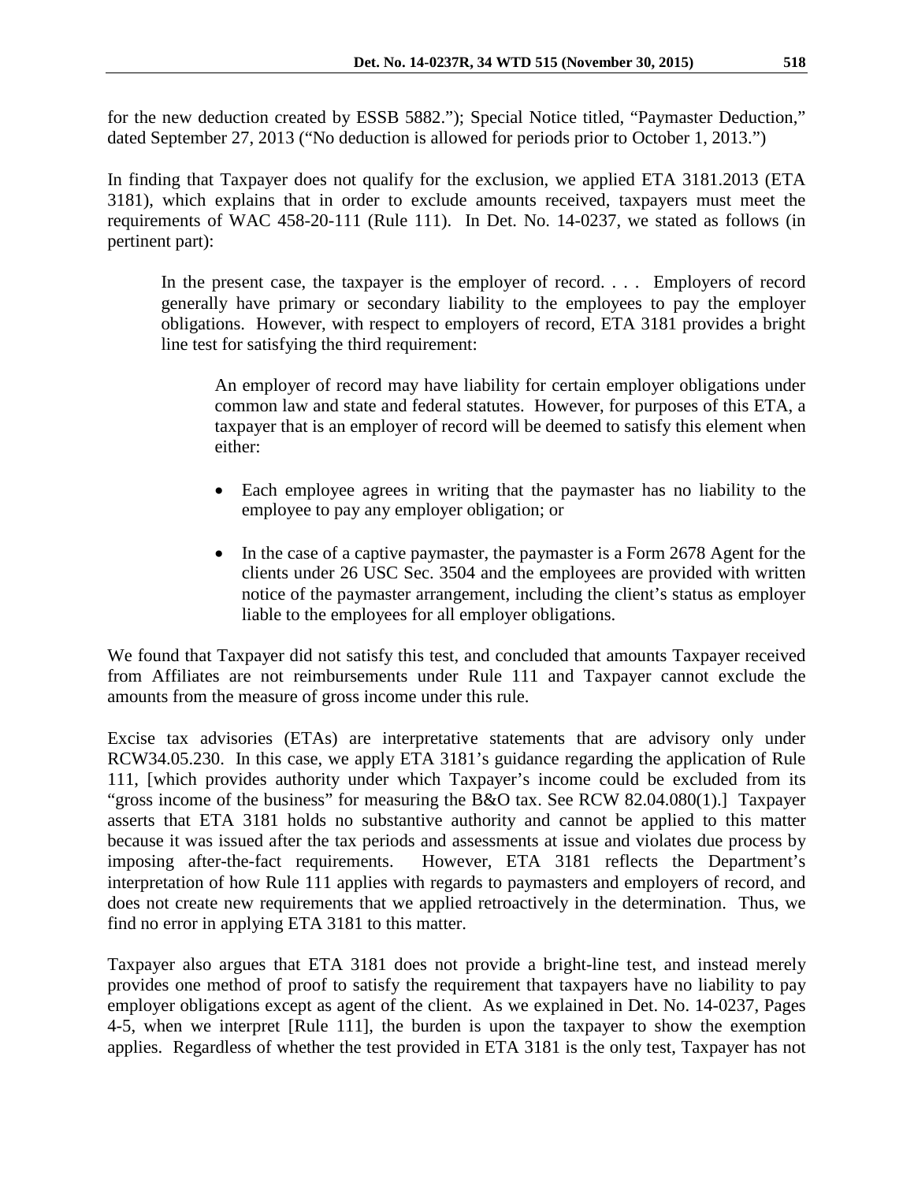for the new deduction created by ESSB 5882."); Special Notice titled, "Paymaster Deduction," dated September 27, 2013 ("No deduction is allowed for periods prior to October 1, 2013.")

In finding that Taxpayer does not qualify for the exclusion, we applied ETA 3181.2013 (ETA 3181), which explains that in order to exclude amounts received, taxpayers must meet the requirements of WAC 458-20-111 (Rule 111). In Det. No. 14-0237, we stated as follows (in pertinent part):

> In the present case, the taxpayer is the employer of record. . . . Employers of record generally have primary or secondary liability to the employees to pay the employer obligations. However, with respect to employers of record, ETA 3181 provides a bright line test for satisfying the third requirement:
>
>> An employer of record may have liability for certain employer obligations under common law and state and federal statutes. However, for purposes of this ETA, a taxpayer that is an employer of record will be deemed to satisfy this element when either:
>>
>> - Each employee agrees in writing that the paymaster has no liability to the employee to pay any employer obligation; or
>>
>> - In the case of a captive paymaster, the paymaster is a Form 2678 Agent for the clients under 26 USC Sec. 3504 and the employees are provided with written notice of the paymaster arrangement, including the client's status as employer liable to the employees for all employer obligations.

We found that Taxpayer did not satisfy this test, and concluded that amounts Taxpayer received from Affiliates are not reimbursements under Rule 111 and Taxpayer cannot exclude the amounts from the measure of gross income under this rule.

Excise tax advisories (ETAs) are interpretative statements that are advisory only under RCW34.05.230. In this case, we apply ETA 3181's guidance regarding the application of Rule 111, [which provides authority under which Taxpayer's income could be excluded from its "gross income of the business" for measuring the B&O tax. See RCW 82.04.080(1).] Taxpayer asserts that ETA 3181 holds no substantive authority and cannot be applied to this matter because it was issued after the tax periods and assessments at issue and violates due process by imposing after-the-fact requirements. However, ETA 3181 reflects the Department's interpretation of how Rule 111 applies with regards to paymasters and employers of record, and does not create new requirements that we applied retroactively in the determination. Thus, we find no error in applying ETA 3181 to this matter.

Taxpayer also argues that ETA 3181 does not provide a bright-line test, and instead merely provides one method of proof to satisfy the requirement that taxpayers have no liability to pay employer obligations except as agent of the client. As we explained in Det. No. 14-0237, Pages 4-5, when we interpret [Rule 111], the burden is upon the taxpayer to show the exemption applies. Regardless of whether the test provided in ETA 3181 is the only test, Taxpayer has not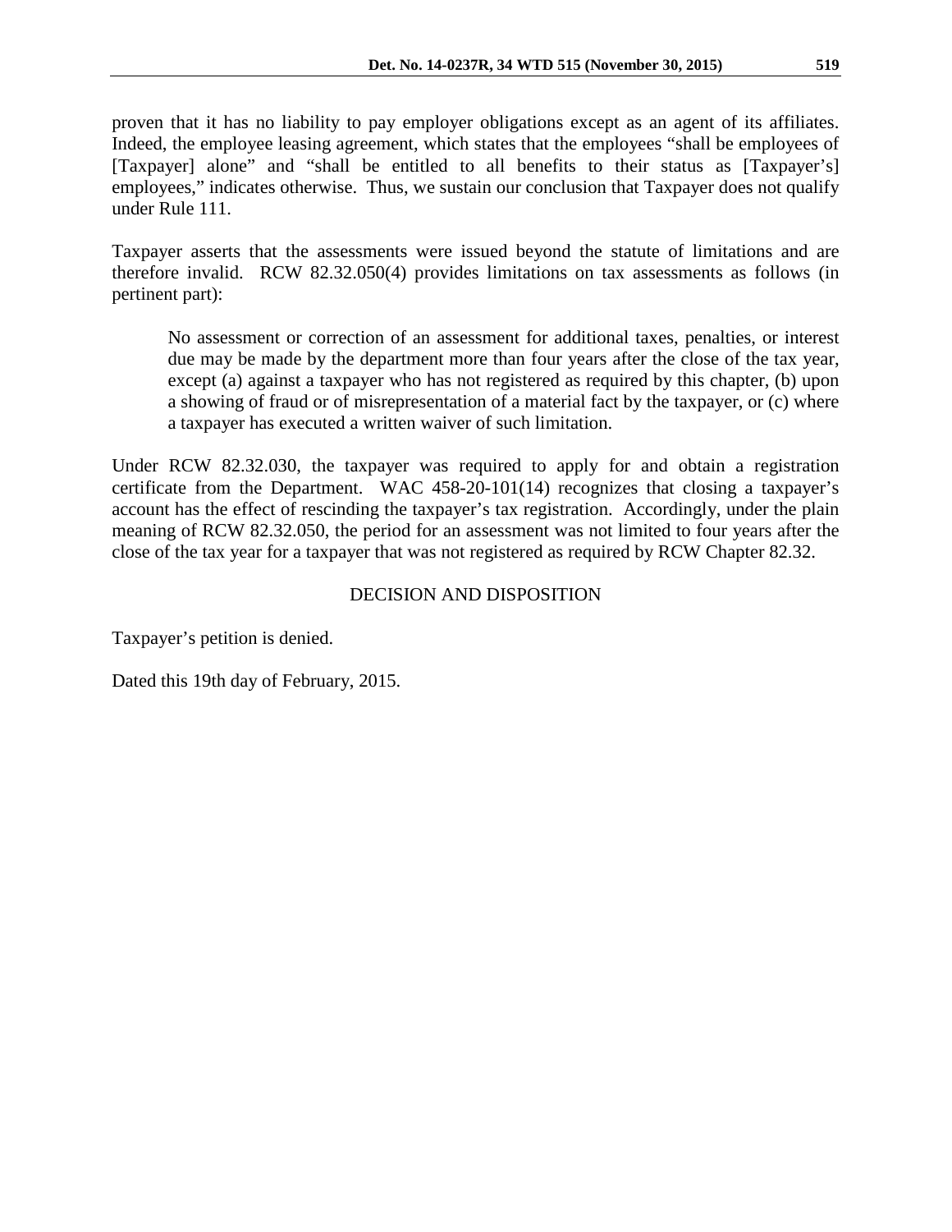proven that it has no liability to pay employer obligations except as an agent of its affiliates. Indeed, the employee leasing agreement, which states that the employees "shall be employees of [Taxpayer] alone" and "shall be entitled to all benefits to their status as [Taxpayer's] employees," indicates otherwise. Thus, we sustain our conclusion that Taxpayer does not qualify under Rule 111.

Taxpayer asserts that the assessments were issued beyond the statute of limitations and are therefore invalid. RCW 82.32.050(4) provides limitations on tax assessments as follows (in pertinent part):

> No assessment or correction of an assessment for additional taxes, penalties, or interest due may be made by the department more than four years after the close of the tax year, except (a) against a taxpayer who has not registered as required by this chapter, (b) upon a showing of fraud or of misrepresentation of a material fact by the taxpayer, or (c) where a taxpayer has executed a written waiver of such limitation.

Under RCW 82.32.030, the taxpayer was required to apply for and obtain a registration certificate from the Department. WAC 458-20-101(14) recognizes that closing a taxpayer's account has the effect of rescinding the taxpayer's tax registration. Accordingly, under the plain meaning of RCW 82.32.050, the period for an assessment was not limited to four years after the close of the tax year for a taxpayer that was not registered as required by RCW Chapter 82.32.

## DECISION AND DISPOSITION

Taxpayer's petition is denied.

Dated this 19th day of February, 2015.